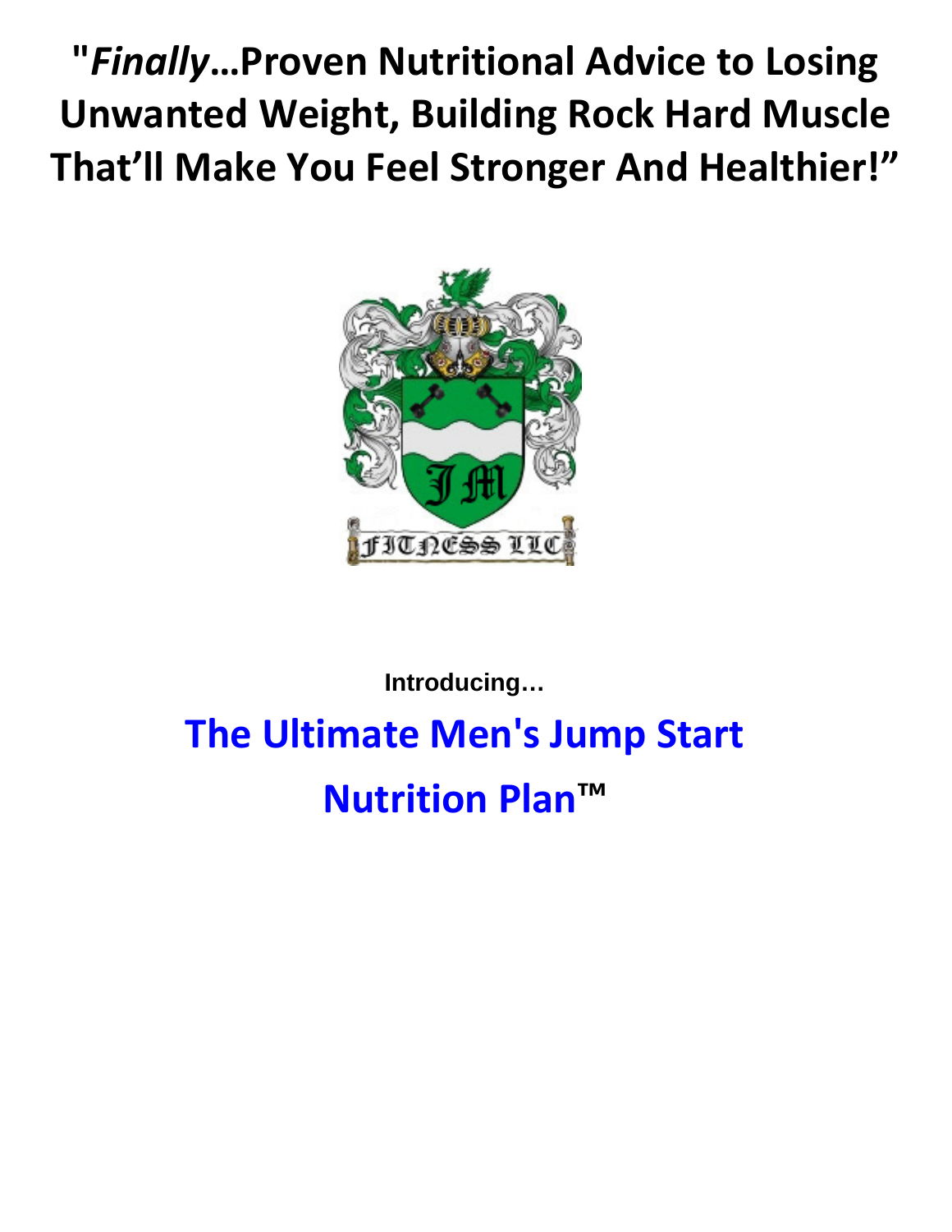# "*Finally*…Proven Nutritional Advice to Losing Unwanted Weight, Building Rock Hard Muscle That'll Make You Feel Stronger And Healthier!"

JM FITNESS LLC

**Introducing…**

## The Ultimate Men's Jump Start Nutrition Plan™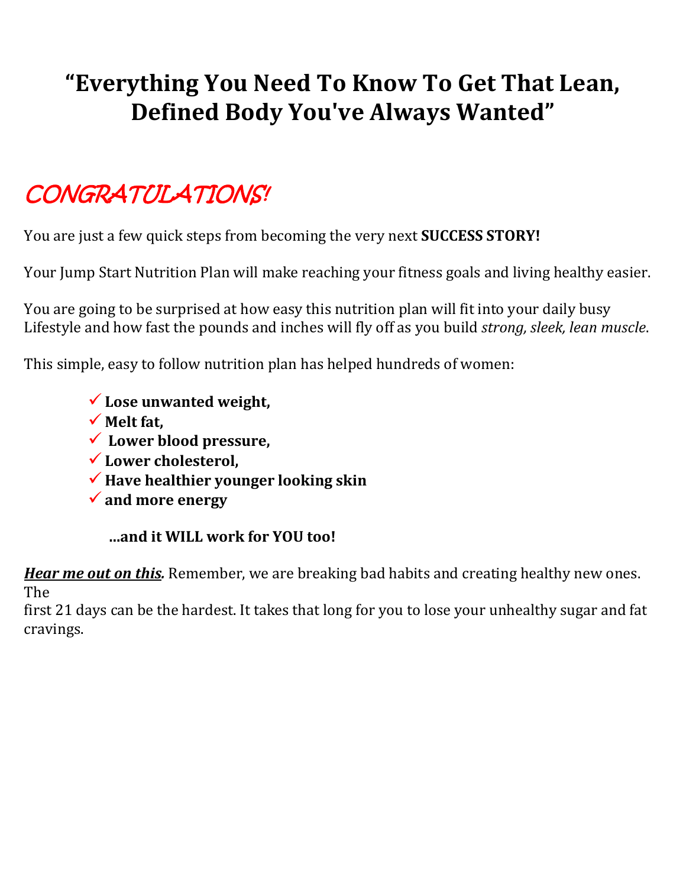# "Everything You Need To Know To Get That Lean, Defined Body You've Always Wanted"

## CONGRATULATIONS!

You are just a few quick steps from becoming the very next **SUCCESS STORY!**

Your Jump Start Nutrition Plan will make reaching your fitness goals and living healthy easier.

You are going to be surprised at how easy this nutrition plan will fit into your daily busy Lifestyle and how fast the pounds and inches will fly off as you build *strong, sleek, lean muscle*.

This simple, easy to follow nutrition plan has helped hundreds of women:

- ✓ **Lose unwanted weight,**
- ✓ **Melt fat,**
- ✓ **Lower blood pressure,**
- ✓ **Lower cholesterol,**
- ✓ **Have healthier younger looking skin**
- ✓ **and more energy**

**...and it WILL work for YOU too!**

***Hear me out on this.*** Remember, we are breaking bad habits and creating healthy new ones. The first 21 days can be the hardest. It takes that long for you to lose your unhealthy sugar and fat cravings.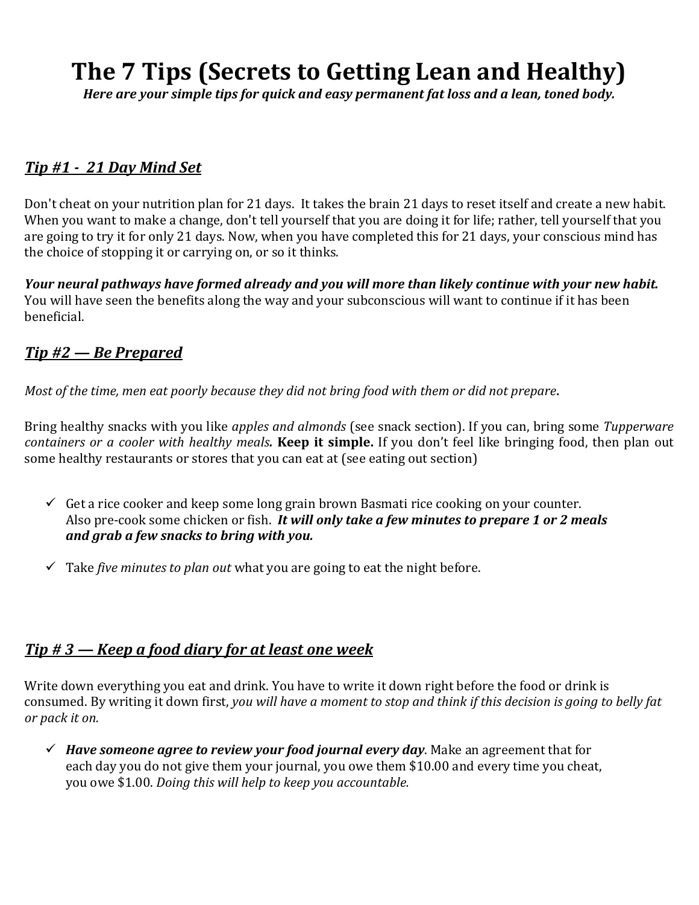# The 7 Tips (Secrets to Getting Lean and Healthy)

***Here are your simple tips for quick and easy permanent fat loss and a lean, toned body.***

## ***Tip #1 - 21 Day Mind Set***

Don't cheat on your nutrition plan for 21 days. It takes the brain 21 days to reset itself and create a new habit. When you want to make a change, don't tell yourself that you are doing it for life; rather, tell yourself that you are going to try it for only 21 days. Now, when you have completed this for 21 days, your conscious mind has the choice of stopping it or carrying on, or so it thinks.

***Your neural pathways have formed already and you will more than likely continue with your new habit.*** You will have seen the benefits along the way and your subconscious will want to continue if it has been beneficial.

## ***Tip #2 — Be Prepared***

*Most of the time, men eat poorly because they did not bring food with them or did not prepare*.

Bring healthy snacks with you like *apples and almonds* (see snack section). If you can, bring some *Tupperware containers or a cooler with healthy meals.* **Keep it simple.** If you don't feel like bringing food, then plan out some healthy restaurants or stores that you can eat at (see eating out section)

- ✓ Get a rice cooker and keep some long grain brown Basmati rice cooking on your counter. Also pre-cook some chicken or fish. ***It will only take a few minutes to prepare 1 or 2 meals and grab a few snacks to bring with you.***
- ✓ Take *five minutes to plan out* what you are going to eat the night before.

## ***Tip # 3 — Keep a food diary for at least one week***

Write down everything you eat and drink. You have to write it down right before the food or drink is consumed. By writing it down first, *you will have a moment to stop and think if this decision is going to belly fat or pack it on.*

- ✓ ***Have someone agree to review your food journal every day***. Make an agreement that for each day you do not give them your journal, you owe them $10.00 and every time you cheat, you owe $1.00. *Doing this will help to keep you accountable.*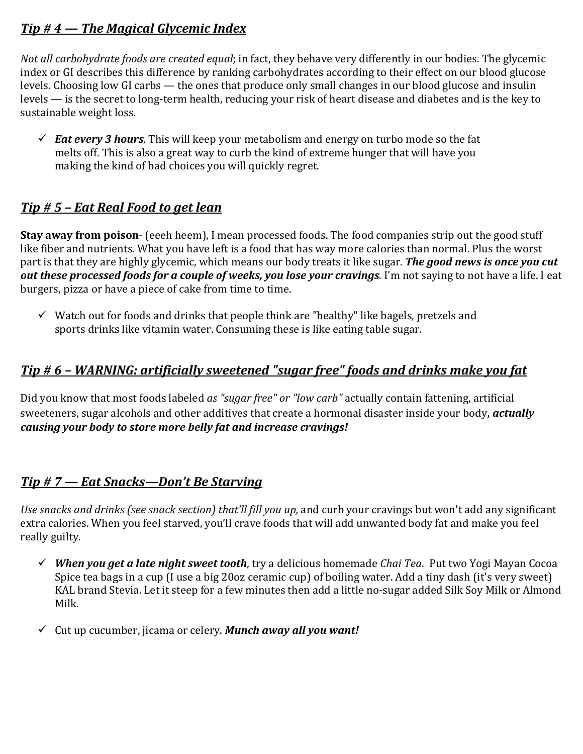## ***Tip # 4 — The Magical Glycemic Index***

*Not all carbohydrate foods are created equal*; in fact, they behave very differently in our bodies. The glycemic index or GI describes this difference by ranking carbohydrates according to their effect on our blood glucose levels. Choosing low GI carbs — the ones that produce only small changes in our blood glucose and insulin levels — is the secret to long-term health, reducing your risk of heart disease and diabetes and is the key to sustainable weight loss.

- ✓ ***Eat every 3 hours***. This will keep your metabolism and energy on turbo mode so the fat melts off. This is also a great way to curb the kind of extreme hunger that will have you making the kind of bad choices you will quickly regret.

## ***Tip # 5 – Eat Real Food to get lean***

**Stay away from poison**- (eeeh heem), I mean processed foods. The food companies strip out the good stuff like fiber and nutrients. What you have left is a food that has way more calories than normal. Plus the worst part is that they are highly glycemic, which means our body treats it like sugar. ***The good news is once you cut out these processed foods for a couple of weeks, you lose your cravings***. I'm not saying to not have a life. I eat burgers, pizza or have a piece of cake from time to time.

- ✓ Watch out for foods and drinks that people think are "healthy" like bagels, pretzels and sports drinks like vitamin water. Consuming these is like eating table sugar.

## ***Tip # 6 – WARNING: artificially sweetened "sugar free" foods and drinks make you fat***

Did you know that most foods labeled *as "sugar free" or "low carb"* actually contain fattening, artificial sweeteners, sugar alcohols and other additives that create a hormonal disaster inside your body***, actually causing your body to store more belly fat and increase cravings!***

## ***Tip # 7 — Eat Snacks—Don't Be Starving***

*Use snacks and drinks (see snack section) that'll fill you up,* and curb your cravings but won't add any significant extra calories. When you feel starved, you'll crave foods that will add unwanted body fat and make you feel really guilty.

- ✓ ***When you get a late night sweet tooth***, try a delicious homemade *Chai Tea*. Put two Yogi Mayan Cocoa Spice tea bags in a cup (I use a big 20oz ceramic cup) of boiling water. Add a tiny dash (it's very sweet) KAL brand Stevia. Let it steep for a few minutes then add a little no-sugar added Silk Soy Milk or Almond Milk.

- ✓ Cut up cucumber, jicama or celery. ***Munch away all you want!***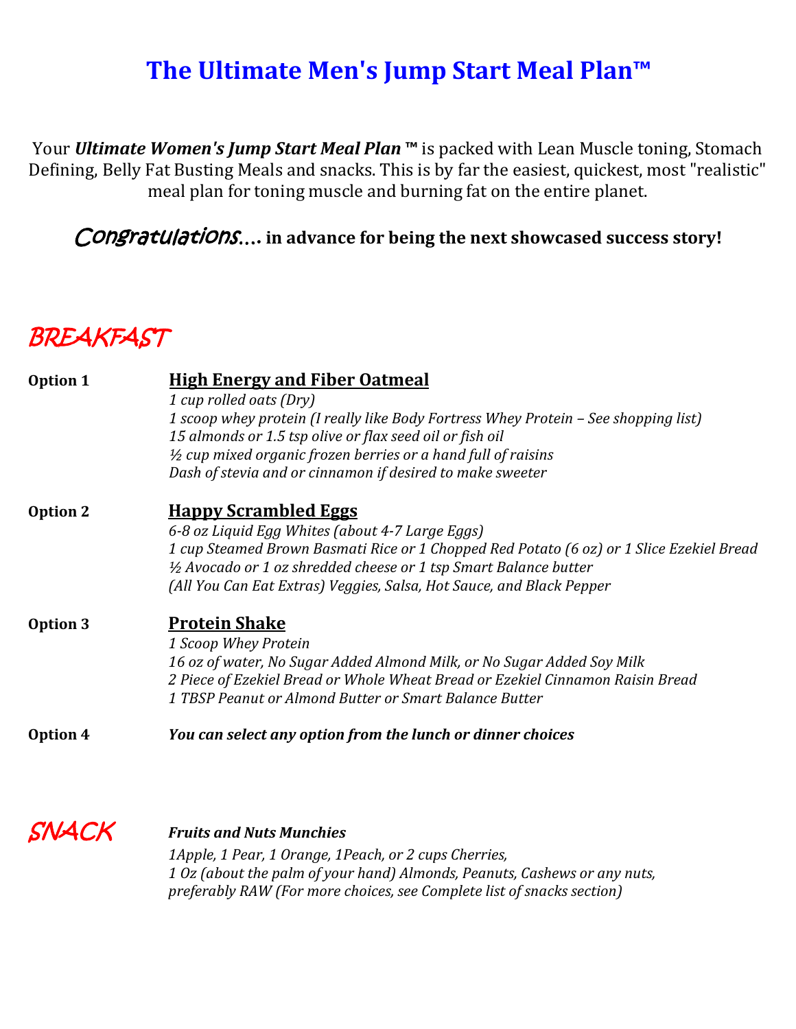# The Ultimate Men's Jump Start Meal Plan™

Your ***Ultimate Women's Jump Start Meal Plan ™*** is packed with Lean Muscle toning, Stomach Defining, Belly Fat Busting Meals and snacks. This is by far the easiest, quickest, most "realistic" meal plan for toning muscle and burning fat on the entire planet.

*Congratulations....* **in advance for being the next showcased success story!**

## BREAKFAST

**Option 1** — **High Energy and Fiber Oatmeal**

*1 cup rolled oats (Dry)*
*1 scoop whey protein (I really like Body Fortress Whey Protein – See shopping list)*
*15 almonds or 1.5 tsp olive or flax seed oil or fish oil*
*½ cup mixed organic frozen berries or a hand full of raisins*
*Dash of stevia and or cinnamon if desired to make sweeter*

**Option 2** — **Happy Scrambled Eggs**

*6-8 oz Liquid Egg Whites (about 4-7 Large Eggs)*
*1 cup Steamed Brown Basmati Rice or 1 Chopped Red Potato (6 oz) or 1 Slice Ezekiel Bread*
*½ Avocado or 1 oz shredded cheese or 1 tsp Smart Balance butter*
*(All You Can Eat Extras) Veggies, Salsa, Hot Sauce, and Black Pepper*

**Option 3** — **Protein Shake**

*1 Scoop Whey Protein*
*16 oz of water, No Sugar Added Almond Milk, or No Sugar Added Soy Milk*
*2 Piece of Ezekiel Bread or Whole Wheat Bread or Ezekiel Cinnamon Raisin Bread*
*1 TBSP Peanut or Almond Butter or Smart Balance Butter*

**Option 4** — ***You can select any option from the lunch or dinner choices***

## SNACK

***Fruits and Nuts Munchies***

*1Apple, 1 Pear, 1 Orange, 1Peach, or 2 cups Cherries,*
*1 Oz (about the palm of your hand) Almonds, Peanuts, Cashews or any nuts, preferably RAW (For more choices, see Complete list of snacks section)*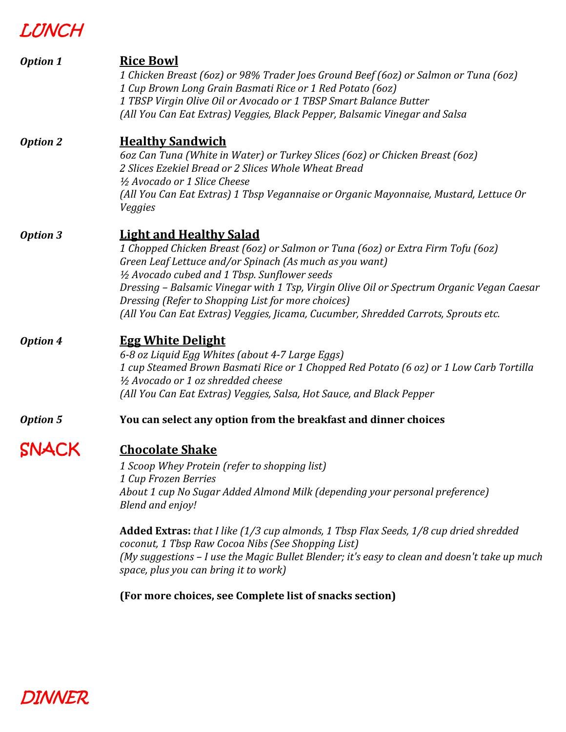# LUNCH

***Option 1***

## Rice Bowl

*1 Chicken Breast (6oz) or 98% Trader Joes Ground Beef (6oz) or Salmon or Tuna (6oz)*
*1 Cup Brown Long Grain Basmati Rice or 1 Red Potato (6oz)*
*1 TBSP Virgin Olive Oil or Avocado or 1 TBSP Smart Balance Butter*
*(All You Can Eat Extras) Veggies, Black Pepper, Balsamic Vinegar and Salsa*

***Option 2***

## Healthy Sandwich

*6oz Can Tuna (White in Water) or Turkey Slices (6oz) or Chicken Breast (6oz)*
*2 Slices Ezekiel Bread or 2 Slices Whole Wheat Bread*
*½ Avocado or 1 Slice Cheese*
*(All You Can Eat Extras) 1 Tbsp Vegannaise or Organic Mayonnaise, Mustard, Lettuce Or Veggies*

***Option 3***

## Light and Healthy Salad

*1 Chopped Chicken Breast (6oz) or Salmon or Tuna (6oz) or Extra Firm Tofu (6oz)*
*Green Leaf Lettuce and/or Spinach (As much as you want)*
*½ Avocado cubed and 1 Tbsp. Sunflower seeds*
*Dressing – Balsamic Vinegar with 1 Tsp, Virgin Olive Oil or Spectrum Organic Vegan Caesar Dressing (Refer to Shopping List for more choices)*
*(All You Can Eat Extras) Veggies, Jicama, Cucumber, Shredded Carrots, Sprouts etc.*

***Option 4***

## Egg White Delight

*6-8 oz Liquid Egg Whites (about 4-7 Large Eggs)*
*1 cup Steamed Brown Basmati Rice or 1 Chopped Red Potato (6 oz) or 1 Low Carb Tortilla*
*½ Avocado or 1 oz shredded cheese*
*(All You Can Eat Extras) Veggies, Salsa, Hot Sauce, and Black Pepper*

***Option 5***

**You can select any option from the breakfast and dinner choices**

# SNACK

## Chocolate Shake

*1 Scoop Whey Protein (refer to shopping list)*
*1 Cup Frozen Berries*
*About 1 cup No Sugar Added Almond Milk (depending your personal preference)*
*Blend and enjoy!*

**Added Extras:** *that I like (1/3 cup almonds, 1 Tbsp Flax Seeds, 1/8 cup dried shredded coconut, 1 Tbsp Raw Cocoa Nibs (See Shopping List)*
*(My suggestions – I use the Magic Bullet Blender; it's easy to clean and doesn't take up much space, plus you can bring it to work)*

**(For more choices, see Complete list of snacks section)**

# DINNER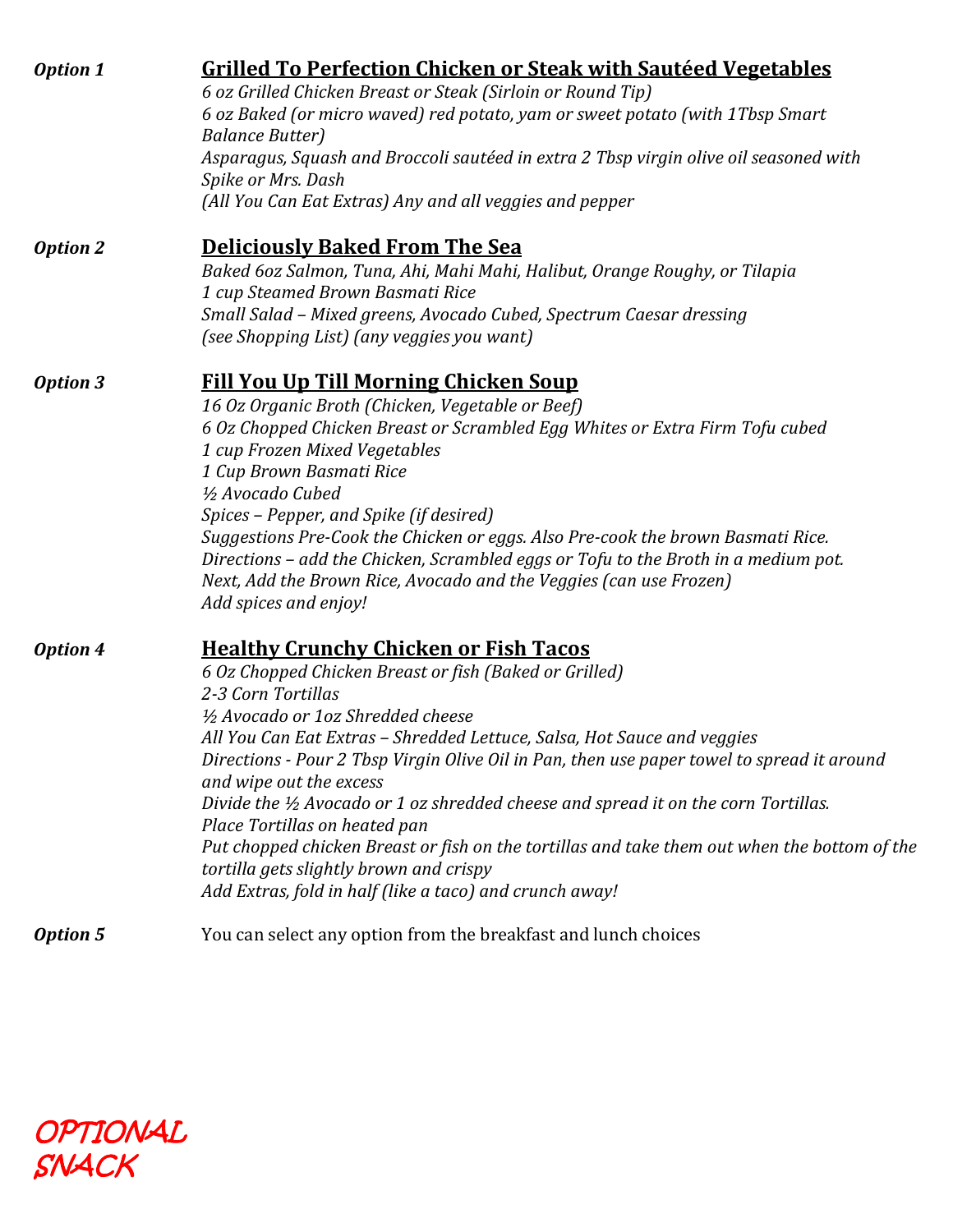***Option 1*** **Grilled To Perfection Chicken or Steak with Sautéed Vegetables**

*6 oz Grilled Chicken Breast or Steak (Sirloin or Round Tip)*
*6 oz Baked (or micro waved) red potato, yam or sweet potato (with 1Tbsp Smart Balance Butter)*
*Asparagus, Squash and Broccoli sautéed in extra 2 Tbsp virgin olive oil seasoned with Spike or Mrs. Dash*
*(All You Can Eat Extras) Any and all veggies and pepper*

***Option 2*** **Deliciously Baked From The Sea**

*Baked 6oz Salmon, Tuna, Ahi, Mahi Mahi, Halibut, Orange Roughy, or Tilapia*
*1 cup Steamed Brown Basmati Rice*
*Small Salad – Mixed greens, Avocado Cubed, Spectrum Caesar dressing*
*(see Shopping List) (any veggies you want)*

***Option 3*** **Fill You Up Till Morning Chicken Soup**

*16 Oz Organic Broth (Chicken, Vegetable or Beef)*
*6 Oz Chopped Chicken Breast or Scrambled Egg Whites or Extra Firm Tofu cubed*
*1 cup Frozen Mixed Vegetables*
*1 Cup Brown Basmati Rice*
*½ Avocado Cubed*
*Spices – Pepper, and Spike (if desired)*
*Suggestions Pre-Cook the Chicken or eggs. Also Pre-cook the brown Basmati Rice.*
*Directions – add the Chicken, Scrambled eggs or Tofu to the Broth in a medium pot.*
*Next, Add the Brown Rice, Avocado and the Veggies (can use Frozen)*
*Add spices and enjoy!*

***Option 4*** **Healthy Crunchy Chicken or Fish Tacos**

*6 Oz Chopped Chicken Breast or fish (Baked or Grilled)*
*2-3 Corn Tortillas*
*½ Avocado or 1oz Shredded cheese*
*All You Can Eat Extras – Shredded Lettuce, Salsa, Hot Sauce and veggies*
*Directions - Pour 2 Tbsp Virgin Olive Oil in Pan, then use paper towel to spread it around and wipe out the excess*
*Divide the ½ Avocado or 1 oz shredded cheese and spread it on the corn Tortillas.*
*Place Tortillas on heated pan*
*Put chopped chicken Breast or fish on the tortillas and take them out when the bottom of the tortilla gets slightly brown and crispy*
*Add Extras, fold in half (like a taco) and crunch away!*

***Option 5*** You can select any option from the breakfast and lunch choices

## OPTIONAL SNACK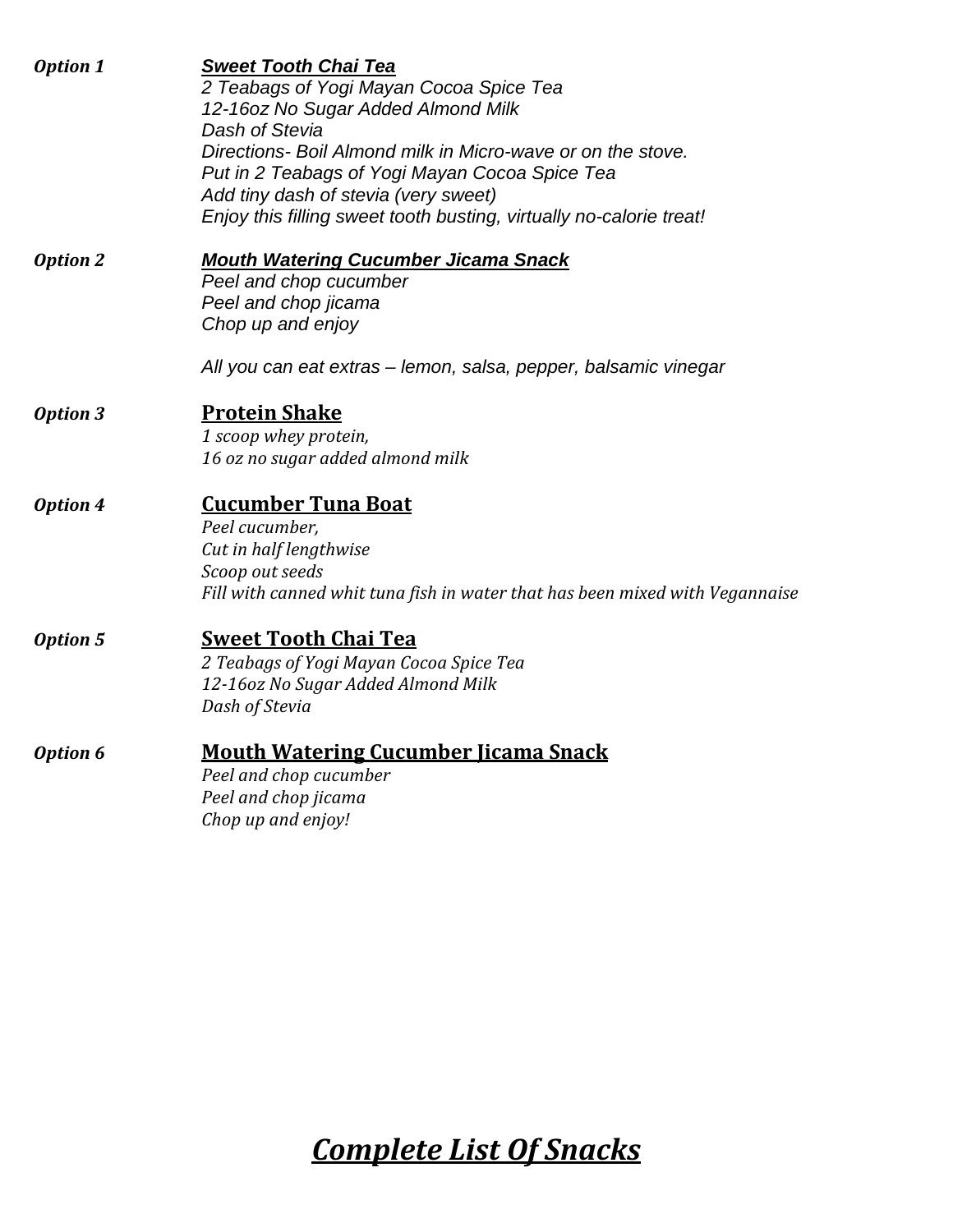***Option 1*** ***Sweet Tooth Chai Tea***

*2 Teabags of Yogi Mayan Cocoa Spice Tea*
*12-16oz No Sugar Added Almond Milk*
*Dash of Stevia*
*Directions- Boil Almond milk in Micro-wave or on the stove.*
*Put in 2 Teabags of Yogi Mayan Cocoa Spice Tea*
*Add tiny dash of stevia (very sweet)*
*Enjoy this filling sweet tooth busting, virtually no-calorie treat!*

***Option 2*** ***Mouth Watering Cucumber Jicama Snack***

*Peel and chop cucumber*
*Peel and chop jicama*
*Chop up and enjoy*

*All you can eat extras – lemon, salsa, pepper, balsamic vinegar*

***Option 3*** **Protein Shake**

*1 scoop whey protein,*
*16 oz no sugar added almond milk*

***Option 4*** **Cucumber Tuna Boat**

*Peel cucumber,*
*Cut in half lengthwise*
*Scoop out seeds*
*Fill with canned whit tuna fish in water that has been mixed with Vegannaise*

***Option 5*** **Sweet Tooth Chai Tea**

*2 Teabags of Yogi Mayan Cocoa Spice Tea*
*12-16oz No Sugar Added Almond Milk*
*Dash of Stevia*

***Option 6*** **Mouth Watering Cucumber Jicama Snack**

*Peel and chop cucumber*
*Peel and chop jicama*
*Chop up and enjoy!*

# ***Complete List Of Snacks***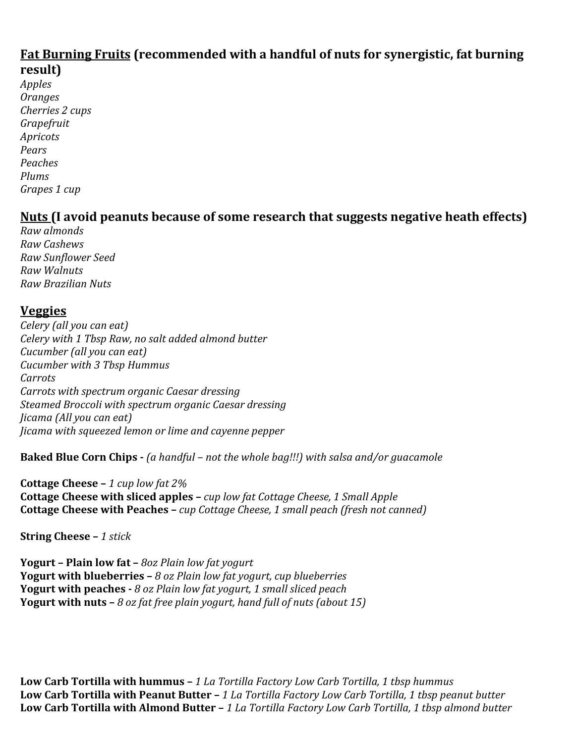**<u>Fat Burning Fruits</u> (recommended with a handful of nuts for synergistic, fat burning result)**

*Apples*
*Oranges*
*Cherries 2 cups*
*Grapefruit*
*Apricots*
*Pears*
*Peaches*
*Plums*
*Grapes 1 cup*

**<u>Nuts</u> (I avoid peanuts because of some research that suggests negative heath effects)**

*Raw almonds*
*Raw Cashews*
*Raw Sunflower Seed*
*Raw Walnuts*
*Raw Brazilian Nuts*

**<u>Veggies</u>**

*Celery (all you can eat)*
*Celery with 1 Tbsp Raw, no salt added almond butter*
*Cucumber (all you can eat)*
*Cucumber with 3 Tbsp Hummus*
*Carrots*
*Carrots with spectrum organic Caesar dressing*
*Steamed Broccoli with spectrum organic Caesar dressing*
*Jicama (All you can eat)*
*Jicama with squeezed lemon or lime and cayenne pepper*

**Baked Blue Corn Chips -** *(a handful – not the whole bag!!!) with salsa and/or guacamole*

**Cottage Cheese –** *1 cup low fat 2%*
**Cottage Cheese with sliced apples –** *cup low fat Cottage Cheese, 1 Small Apple*
**Cottage Cheese with Peaches –** *cup Cottage Cheese, 1 small peach (fresh not canned)*

**String Cheese –** *1 stick*

**Yogurt – Plain low fat –** *8oz Plain low fat yogurt*
**Yogurt with blueberries –** *8 oz Plain low fat yogurt, cup blueberries*
**Yogurt with peaches -** *8 oz Plain low fat yogurt, 1 small sliced peach*
**Yogurt with nuts –** *8 oz fat free plain yogurt, hand full of nuts (about 15)*

**Low Carb Tortilla with hummus –** *1 La Tortilla Factory Low Carb Tortilla, 1 tbsp hummus*
**Low Carb Tortilla with Peanut Butter –** *1 La Tortilla Factory Low Carb Tortilla, 1 tbsp peanut butter*
**Low Carb Tortilla with Almond Butter –** *1 La Tortilla Factory Low Carb Tortilla, 1 tbsp almond butter*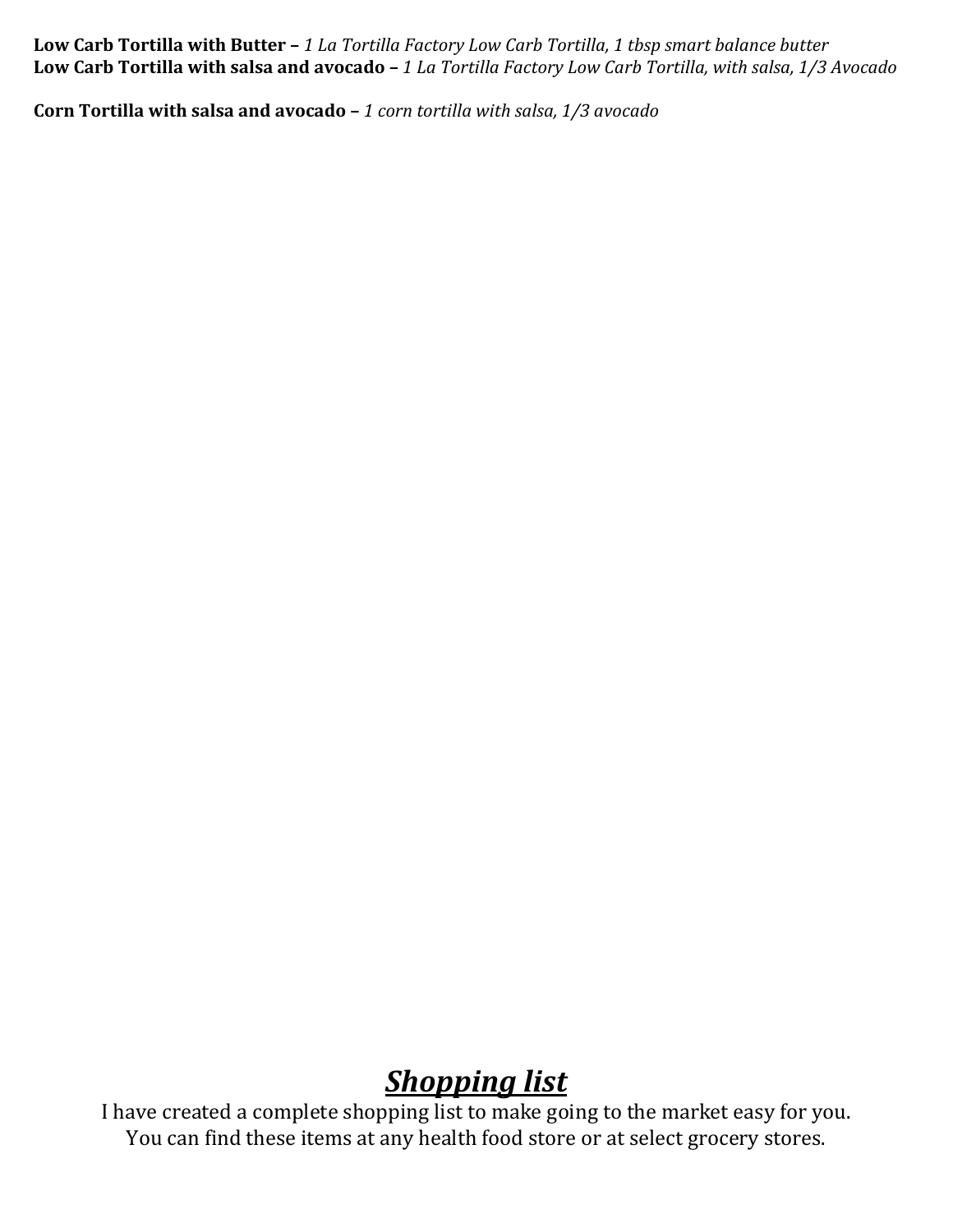**Low Carb Tortilla with Butter –** *1 La Tortilla Factory Low Carb Tortilla, 1 tbsp smart balance butter*
**Low Carb Tortilla with salsa and avocado –** *1 La Tortilla Factory Low Carb Tortilla, with salsa, 1/3 Avocado*

**Corn Tortilla with salsa and avocado –** *1 corn tortilla with salsa, 1/3 avocado*

# ***Shopping list***

I have created a complete shopping list to make going to the market easy for you.
You can find these items at any health food store or at select grocery stores.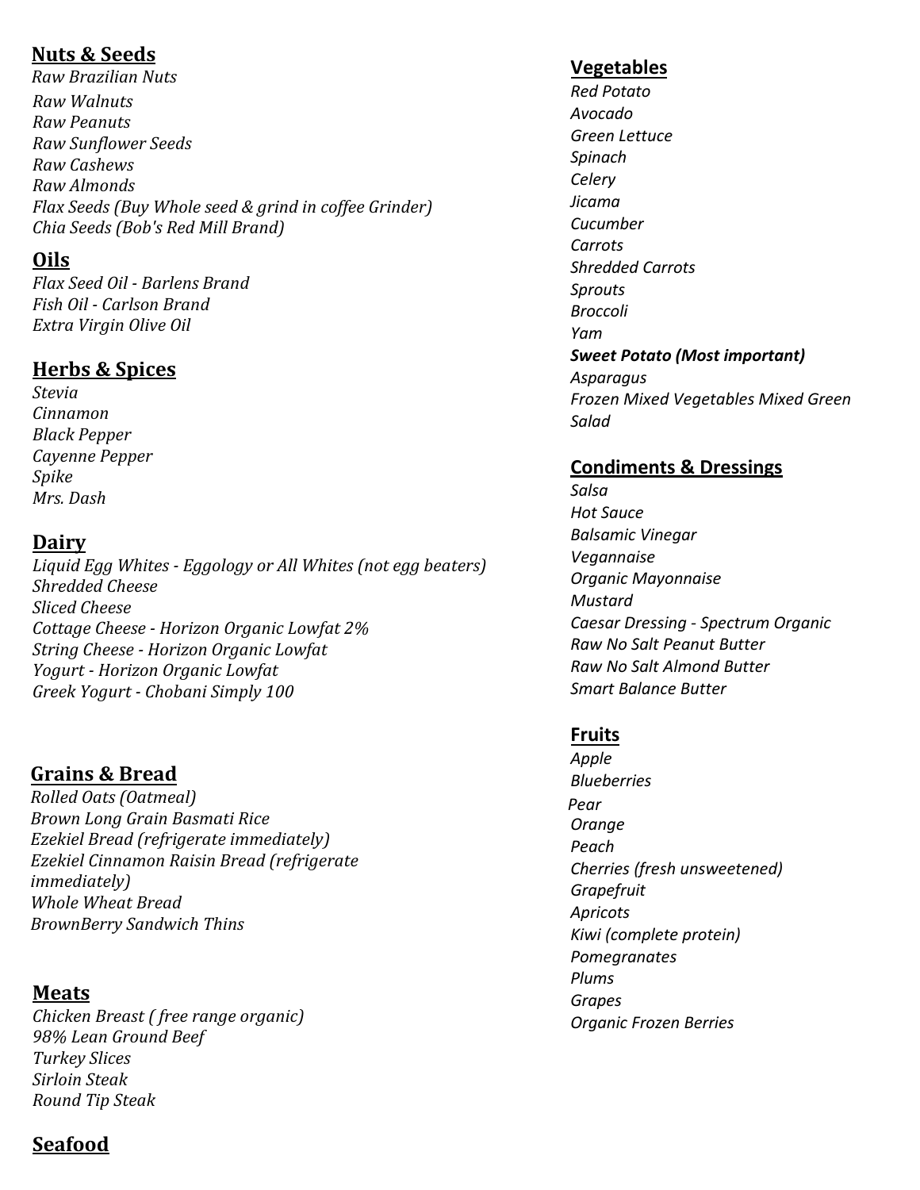## Nuts & Seeds

*Raw Brazilian Nuts*
*Raw Walnuts*
*Raw Peanuts*
*Raw Sunflower Seeds*
*Raw Cashews*
*Raw Almonds*
*Flax Seeds (Buy Whole seed & grind in coffee Grinder)*
*Chia Seeds (Bob's Red Mill Brand)*

## Oils

*Flax Seed Oil - Barlens Brand*
*Fish Oil - Carlson Brand*
*Extra Virgin Olive Oil*

## Herbs & Spices

*Stevia*
*Cinnamon*
*Black Pepper*
*Cayenne Pepper*
*Spike*
*Mrs. Dash*

## Dairy

*Liquid Egg Whites - Eggology or All Whites (not egg beaters)*
*Shredded Cheese*
*Sliced Cheese*
*Cottage Cheese - Horizon Organic Lowfat 2%*
*String Cheese - Horizon Organic Lowfat*
*Yogurt - Horizon Organic Lowfat*
*Greek Yogurt - Chobani Simply 100*

## Grains & Bread

*Rolled Oats (Oatmeal)*
*Brown Long Grain Basmati Rice*
*Ezekiel Bread (refrigerate immediately)*
*Ezekiel Cinnamon Raisin Bread (refrigerate immediately)*
*Whole Wheat Bread*
*BrownBerry Sandwich Thins*

## Meats

*Chicken Breast ( free range organic)*
*98% Lean Ground Beef*
*Turkey Slices*
*Sirloin Steak*
*Round Tip Steak*

## Seafood

## Vegetables

*Red Potato*
*Avocado*
*Green Lettuce*
*Spinach*
*Celery*
*Jicama*
*Cucumber*
*Carrots*
*Shredded Carrots*
*Sprouts*
*Broccoli*
*Yam*
***Sweet Potato (Most important)***
*Asparagus*
*Frozen Mixed Vegetables Mixed Green Salad*

## Condiments & Dressings

*Salsa*
*Hot Sauce*
*Balsamic Vinegar*
*Vegannaise*
*Organic Mayonnaise*
*Mustard*
*Caesar Dressing - Spectrum Organic*
*Raw No Salt Peanut Butter*
*Raw No Salt Almond Butter*
*Smart Balance Butter*

## Fruits

*Apple*
*Blueberries*
*Pear*
*Orange*
*Peach*
*Cherries (fresh unsweetened)*
*Grapefruit*
*Apricots*
*Kiwi (complete protein)*
*Pomegranates*
*Plums*
*Grapes*
*Organic Frozen Berries*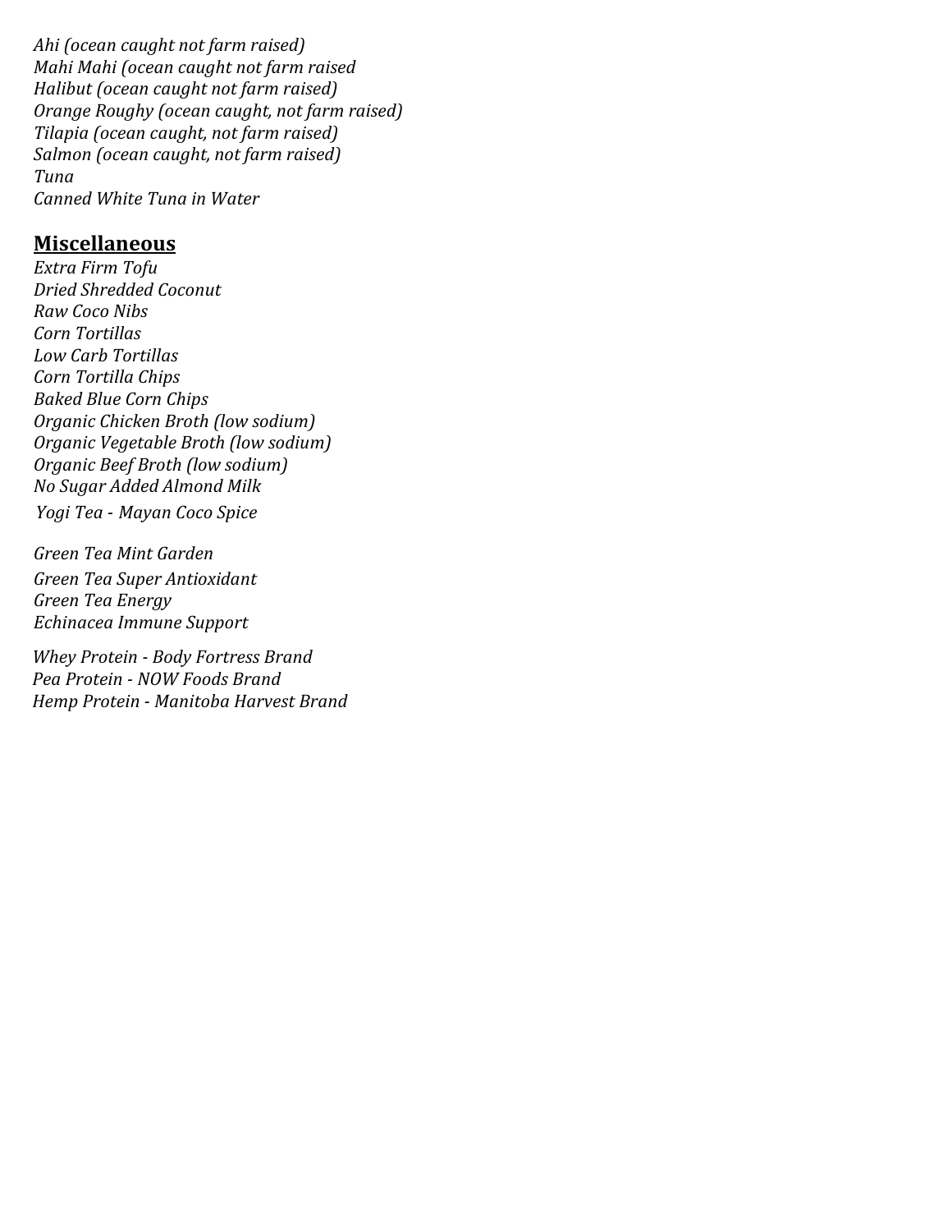*Ahi (ocean caught not farm raised)*
*Mahi Mahi (ocean caught not farm raised*
*Halibut (ocean caught not farm raised)*
*Orange Roughy (ocean caught, not farm raised)*
*Tilapia (ocean caught, not farm raised)*
*Salmon (ocean caught, not farm raised)*
*Tuna*
*Canned White Tuna in Water*

## Miscellaneous

*Extra Firm Tofu*
*Dried Shredded Coconut*
*Raw Coco Nibs*
*Corn Tortillas*
*Low Carb Tortillas*
*Corn Tortilla Chips*
*Baked Blue Corn Chips*
*Organic Chicken Broth (low sodium)*
*Organic Vegetable Broth (low sodium)*
*Organic Beef Broth (low sodium)*
*No Sugar Added Almond Milk*
*Yogi Tea - Mayan Coco Spice*

*Green Tea Mint Garden*
*Green Tea Super Antioxidant*
*Green Tea Energy*
*Echinacea Immune Support*

*Whey Protein - Body Fortress Brand*
*Pea Protein - NOW Foods Brand*
*Hemp Protein - Manitoba Harvest Brand*